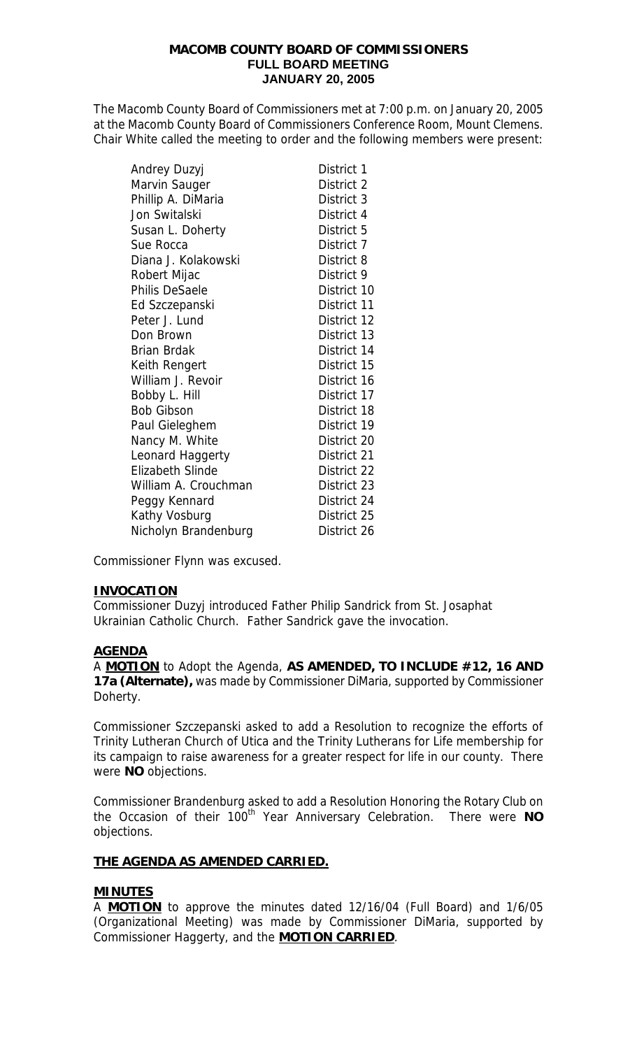**MACOMB COUNTY BOARD OF COMMISSIONERS**
**FULL BOARD MEETING**
**JANUARY 20, 2005**

The Macomb County Board of Commissioners met at 7:00 p.m. on January 20, 2005 at the Macomb County Board of Commissioners Conference Room, Mount Clemens. Chair White called the meeting to order and the following members were present:

| | |
|---|---|
| Andrey Duzyj | District 1 |
| Marvin Sauger | District 2 |
| Phillip A. DiMaria | District 3 |
| Jon Switalski | District 4 |
| Susan L. Doherty | District 5 |
| Sue Rocca | District 7 |
| Diana J. Kolakowski | District 8 |
| Robert Mijac | District 9 |
| Philis DeSaele | District 10 |
| Ed Szczepanski | District 11 |
| Peter J. Lund | District 12 |
| Don Brown | District 13 |
| Brian Brdak | District 14 |
| Keith Rengert | District 15 |
| William J. Revoir | District 16 |
| Bobby L. Hill | District 17 |
| Bob Gibson | District 18 |
| Paul Gieleghem | District 19 |
| Nancy M. White | District 20 |
| Leonard Haggerty | District 21 |
| Elizabeth Slinde | District 22 |
| William A. Crouchman | District 23 |
| Peggy Kennard | District 24 |
| Kathy Vosburg | District 25 |
| Nicholyn Brandenburg | District 26 |

Commissioner Flynn was excused.

**INVOCATION**
Commissioner Duzyj introduced Father Philip Sandrick from St. Josaphat Ukrainian Catholic Church. Father Sandrick gave the invocation.

**AGENDA**
A **MOTION** to Adopt the Agenda, **AS AMENDED, TO INCLUDE #12, 16 AND 17a (Alternate),** was made by Commissioner DiMaria, supported by Commissioner Doherty.

Commissioner Szczepanski asked to add a Resolution to recognize the efforts of Trinity Lutheran Church of Utica and the Trinity Lutherans for Life membership for its campaign to raise awareness for a greater respect for life in our county. There were **NO** objections.

Commissioner Brandenburg asked to add a Resolution Honoring the Rotary Club on the Occasion of their 100th Year Anniversary Celebration. There were **NO** objections.

**THE AGENDA AS AMENDED CARRIED.**

**MINUTES**
A **MOTION** to approve the minutes dated 12/16/04 (Full Board) and 1/6/05 (Organizational Meeting) was made by Commissioner DiMaria, supported by Commissioner Haggerty, and the **MOTION CARRIED**.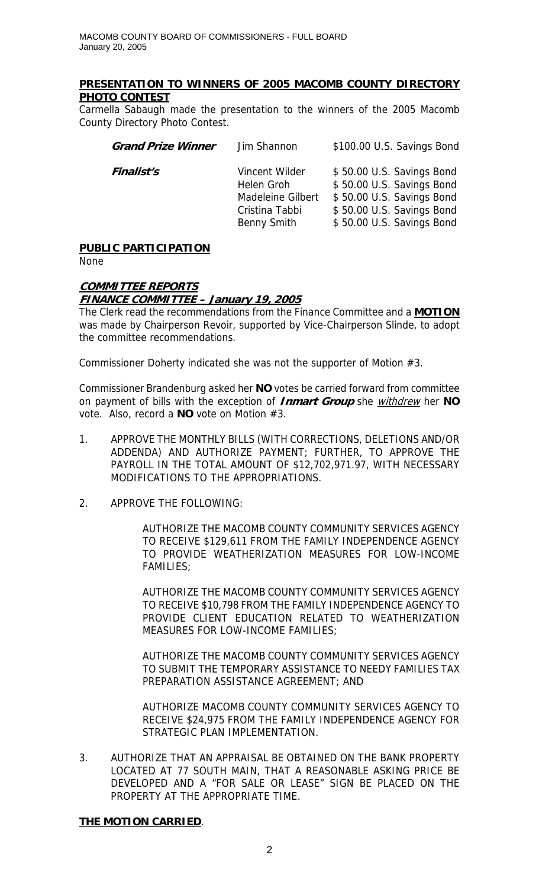## PRESENTATION TO WINNERS OF 2005 MACOMB COUNTY DIRECTORY PHOTO CONTEST

Carmella Sabaugh made the presentation to the winners of the 2005 Macomb County Directory Photo Contest.

| | | |
|---|---|---|
| ***Grand Prize Winner*** | Jim Shannon | \$100.00 U.S. Savings Bond |
| ***Finalist's*** | Vincent Wilder | \$ 50.00 U.S. Savings Bond |
| | Helen Groh | \$ 50.00 U.S. Savings Bond |
| | Madeleine Gilbert | \$ 50.00 U.S. Savings Bond |
| | Cristina Tabbi | \$ 50.00 U.S. Savings Bond |
| | Benny Smith | \$ 50.00 U.S. Savings Bond |

## PUBLIC PARTICIPATION

None

## *COMMITTEE REPORTS*

### *FINANCE COMMITTEE – January 19, 2005*

The Clerk read the recommendations from the Finance Committee and a **MOTION** was made by Chairperson Revoir, supported by Vice-Chairperson Slinde, to adopt the committee recommendations.

Commissioner Doherty indicated she was not the supporter of Motion #3.

Commissioner Brandenburg asked her **NO** votes be carried forward from committee on payment of bills with the exception of ***Inmart Group*** she *withdrew* her **NO** vote. Also, record a **NO** vote on Motion #3.

1. APPROVE THE MONTHLY BILLS (WITH CORRECTIONS, DELETIONS AND/OR ADDENDA) AND AUTHORIZE PAYMENT; FURTHER, TO APPROVE THE PAYROLL IN THE TOTAL AMOUNT OF \$12,702,971.97, WITH NECESSARY MODIFICATIONS TO THE APPROPRIATIONS.

2. APPROVE THE FOLLOWING:

   AUTHORIZE THE MACOMB COUNTY COMMUNITY SERVICES AGENCY TO RECEIVE \$129,611 FROM THE FAMILY INDEPENDENCE AGENCY TO PROVIDE WEATHERIZATION MEASURES FOR LOW-INCOME FAMILIES;

   AUTHORIZE THE MACOMB COUNTY COMMUNITY SERVICES AGENCY TO RECEIVE \$10,798 FROM THE FAMILY INDEPENDENCE AGENCY TO PROVIDE CLIENT EDUCATION RELATED TO WEATHERIZATION MEASURES FOR LOW-INCOME FAMILIES;

   AUTHORIZE THE MACOMB COUNTY COMMUNITY SERVICES AGENCY TO SUBMIT THE TEMPORARY ASSISTANCE TO NEEDY FAMILIES TAX PREPARATION ASSISTANCE AGREEMENT; AND

   AUTHORIZE MACOMB COUNTY COMMUNITY SERVICES AGENCY TO RECEIVE \$24,975 FROM THE FAMILY INDEPENDENCE AGENCY FOR STRATEGIC PLAN IMPLEMENTATION.

3. AUTHORIZE THAT AN APPRAISAL BE OBTAINED ON THE BANK PROPERTY LOCATED AT 77 SOUTH MAIN, THAT A REASONABLE ASKING PRICE BE DEVELOPED AND A "FOR SALE OR LEASE" SIGN BE PLACED ON THE PROPERTY AT THE APPROPRIATE TIME.

**THE MOTION CARRIED**.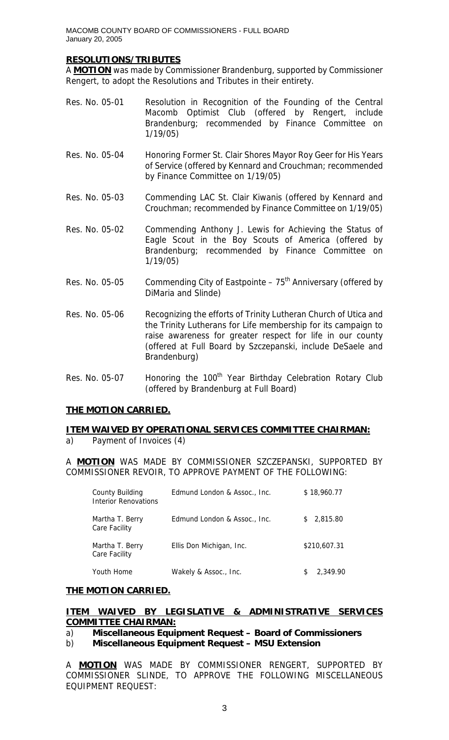**RESOLUTIONS/TRIBUTES**

A **MOTION** was made by Commissioner Brandenburg, supported by Commissioner Rengert, to adopt the Resolutions and Tributes in their entirety.

Res. No. 05-01 Resolution in Recognition of the Founding of the Central Macomb Optimist Club (offered by Rengert, include Brandenburg; recommended by Finance Committee on 1/19/05)

Res. No. 05-04 Honoring Former St. Clair Shores Mayor Roy Geer for His Years of Service (offered by Kennard and Crouchman; recommended by Finance Committee on 1/19/05)

Res. No. 05-03 Commending LAC St. Clair Kiwanis (offered by Kennard and Crouchman; recommended by Finance Committee on 1/19/05)

Res. No. 05-02 Commending Anthony J. Lewis for Achieving the Status of Eagle Scout in the Boy Scouts of America (offered by Brandenburg; recommended by Finance Committee on 1/19/05)

Res. No. 05-05 Commending City of Eastpointe – 75th Anniversary (offered by DiMaria and Slinde)

Res. No. 05-06 Recognizing the efforts of Trinity Lutheran Church of Utica and the Trinity Lutherans for Life membership for its campaign to raise awareness for greater respect for life in our county (offered at Full Board by Szczepanski, include DeSaele and Brandenburg)

Res. No. 05-07 Honoring the 100th Year Birthday Celebration Rotary Club (offered by Brandenburg at Full Board)

**THE MOTION CARRIED.**

**ITEM WAIVED BY OPERATIONAL SERVICES COMMITTEE CHAIRMAN:**

a) Payment of Invoices (4)

A **MOTION** WAS MADE BY COMMISSIONER SZCZEPANSKI, SUPPORTED BY COMMISSIONER REVOIR, TO APPROVE PAYMENT OF THE FOLLOWING:

| | | |
|---|---|---|
| County Building Interior Renovations | Edmund London & Assoc., Inc. | $ 18,960.77 |
| Martha T. Berry Care Facility | Edmund London & Assoc., Inc. | $ 2,815.80 |
| Martha T. Berry Care Facility | Ellis Don Michigan, Inc. | $210,607.31 |
| Youth Home | Wakely & Assoc., Inc. | $ 2,349.90 |

**THE MOTION CARRIED.**

**ITEM WAIVED BY LEGISLATIVE & ADMINISTRATIVE SERVICES COMMITTEE CHAIRMAN:**

a) **Miscellaneous Equipment Request – Board of Commissioners**
b) **Miscellaneous Equipment Request – MSU Extension**

A **MOTION** WAS MADE BY COMMISSIONER RENGERT, SUPPORTED BY COMMISSIONER SLINDE, TO APPROVE THE FOLLOWING MISCELLANEOUS EQUIPMENT REQUEST: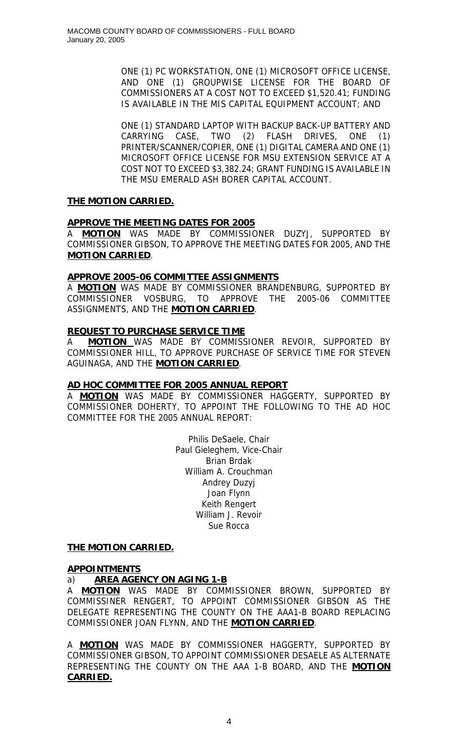ONE (1) PC WORKSTATION, ONE (1) MICROSOFT OFFICE LICENSE, AND ONE (1) GROUPWISE LICENSE FOR THE BOARD OF COMMISSIONERS AT A COST NOT TO EXCEED $1,520.41; FUNDING IS AVAILABLE IN THE MIS CAPITAL EQUIPMENT ACCOUNT; AND

ONE (1) STANDARD LAPTOP WITH BACKUP BACK-UP BATTERY AND CARRYING CASE, TWO (2) FLASH DRIVES, ONE (1) PRINTER/SCANNER/COPIER, ONE (1) DIGITAL CAMERA AND ONE (1) MICROSOFT OFFICE LICENSE FOR MSU EXTENSION SERVICE AT A COST NOT TO EXCEED $3,382.24; GRANT FUNDING IS AVAILABLE IN THE MSU EMERALD ASH BORER CAPITAL ACCOUNT.

**THE MOTION CARRIED.**

**APPROVE THE MEETING DATES FOR 2005**

A **MOTION** WAS MADE BY COMMISSIONER DUZYJ, SUPPORTED BY COMMISSIONER GIBSON, TO APPROVE THE MEETING DATES FOR 2005, AND THE **MOTION CARRIED**.

**APPROVE 2005-06 COMMITTEE ASSIGNMENTS**

A **MOTION** WAS MADE BY COMMISSIONER BRANDENBURG, SUPPORTED BY COMMISSIONER VOSBURG, TO APPROVE THE 2005-06 COMMITTEE ASSIGNMENTS, AND THE **MOTION CARRIED**.

**REQUEST TO PURCHASE SERVICE TIME**

A **MOTION** WAS MADE BY COMMISSIONER REVOIR, SUPPORTED BY COMMISSIONER HILL, TO APPROVE PURCHASE OF SERVICE TIME FOR STEVEN AGUINAGA, AND THE **MOTION CARRIED**.

**AD HOC COMMITTEE FOR 2005 ANNUAL REPORT**

A **MOTION** WAS MADE BY COMMISSIONER HAGGERTY, SUPPORTED BY COMMISSIONER DOHERTY, TO APPOINT THE FOLLOWING TO THE AD HOC COMMITTEE FOR THE 2005 ANNUAL REPORT:

Philis DeSaele, Chair
Paul Gieleghem, Vice-Chair
Brian Brdak
William A. Crouchman
Andrey Duzyj
Joan Flynn
Keith Rengert
William J. Revoir
Sue Rocca

**THE MOTION CARRIED.**

**APPOINTMENTS**

a) **AREA AGENCY ON AGING 1-B**

A **MOTION** WAS MADE BY COMMISSIONER BROWN, SUPPORTED BY COMMISSINER RENGERT, TO APPOINT COMMISSIONER GIBSON AS THE DELEGATE REPRESENTING THE COUNTY ON THE AAA1-B BOARD REPLACING COMMISSIONER JOAN FLYNN, AND THE **MOTION CARRIED**.

A **MOTION** WAS MADE BY COMMISSIONER HAGGERTY, SUPPORTED BY COMMISSIONER GIBSON, TO APPOINT COMMISSIONER DESAELE AS ALTERNATE REPRESENTING THE COUNTY ON THE AAA 1-B BOARD, AND THE **MOTION CARRIED.**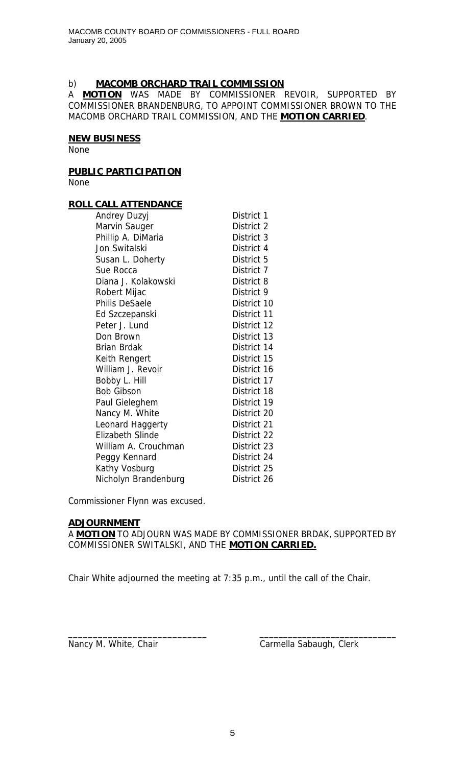b) **MACOMB ORCHARD TRAIL COMMISSION**

A **MOTION** WAS MADE BY COMMISSIONER REVOIR, SUPPORTED BY COMMISSIONER BRANDENBURG, TO APPOINT COMMISSIONER BROWN TO THE MACOMB ORCHARD TRAIL COMMISSION, AND THE **MOTION CARRIED**.

**NEW BUSINESS**

None

**PUBLIC PARTICIPATION**

None

**ROLL CALL ATTENDANCE**

| | |
|---|---|
| Andrey Duzyj | District 1 |
| Marvin Sauger | District 2 |
| Phillip A. DiMaria | District 3 |
| Jon Switalski | District 4 |
| Susan L. Doherty | District 5 |
| Sue Rocca | District 7 |
| Diana J. Kolakowski | District 8 |
| Robert Mijac | District 9 |
| Philis DeSaele | District 10 |
| Ed Szczepanski | District 11 |
| Peter J. Lund | District 12 |
| Don Brown | District 13 |
| Brian Brdak | District 14 |
| Keith Rengert | District 15 |
| William J. Revoir | District 16 |
| Bobby L. Hill | District 17 |
| Bob Gibson | District 18 |
| Paul Gieleghem | District 19 |
| Nancy M. White | District 20 |
| Leonard Haggerty | District 21 |
| Elizabeth Slinde | District 22 |
| William A. Crouchman | District 23 |
| Peggy Kennard | District 24 |
| Kathy Vosburg | District 25 |
| Nicholyn Brandenburg | District 26 |

Commissioner Flynn was excused.

**ADJOURNMENT**

A **MOTION** TO ADJOURN WAS MADE BY COMMISSIONER BRDAK, SUPPORTED BY COMMISSIONER SWITALSKI, AND THE **MOTION CARRIED.**

Chair White adjourned the meeting at 7:35 p.m., until the call of the Chair.

____________________________ ____________________________

Nancy M. White, Chair Carmella Sabaugh, Clerk